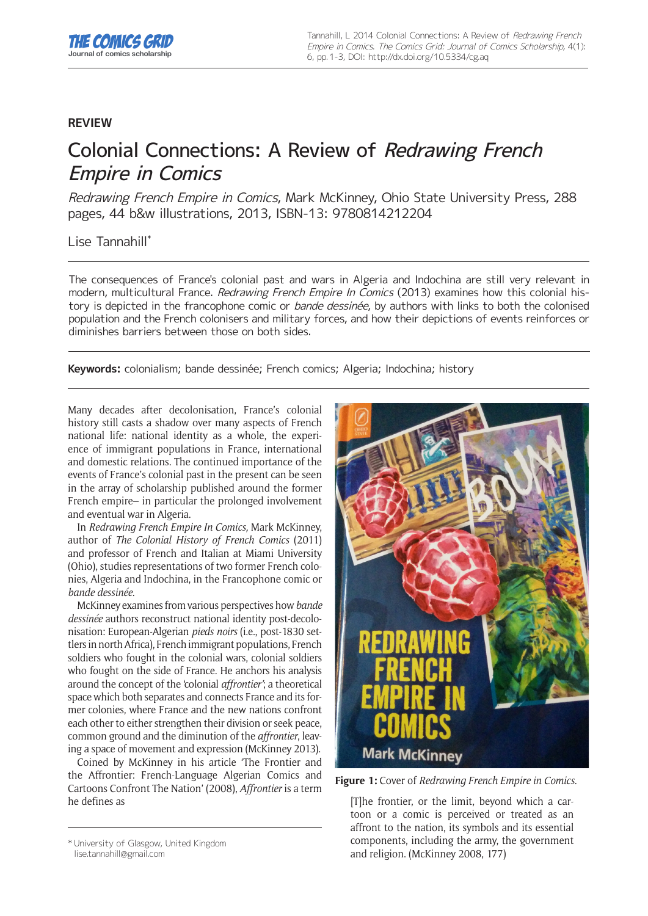REVIEW

# Colonial Connections: A Review of *Redrawing French Empire in Comics*

*Redrawing French Empire in Comics*, Mark McKinney, Ohio State University Press, 288 pages, 44 b&w illustrations, 2013, ISBN-13: 9780814212204

Lise Tannahill*

The consequences of France's colonial past and wars in Algeria and Indochina are still very relevant in modern, multicultural France. *Redrawing French Empire In Comics* (2013) examines how this colonial history is depicted in the francophone comic or *bande dessinée*, by authors with links to both the colonised population and the French colonisers and military forces, and how their depictions of events reinforces or diminishes barriers between those on both sides.

**Keywords:** colonialism; bande dessinée; French comics; Algeria; Indochina; history

Many decades after decolonisation, France's colonial history still casts a shadow over many aspects of French national life: national identity as a whole, the experience of immigrant populations in France, international and domestic relations. The continued importance of the events of France's colonial past in the present can be seen in the array of scholarship published around the former French empire– in particular the prolonged involvement and eventual war in Algeria.

In *Redrawing French Empire In Comics*, Mark McKinney, author of *The Colonial History of French Comics* (2011) and professor of French and Italian at Miami University (Ohio), studies representations of two former French colonies, Algeria and Indochina, in the Francophone comic or *bande dessinée*.

McKinney examines from various perspectives how *bande dessinée* authors reconstruct national identity post-decolonisation: European-Algerian *pieds noirs* (i.e., post-1830 settlers in north Africa), French immigrant populations, French soldiers who fought in the colonial wars, colonial soldiers who fought on the side of France. He anchors his analysis around the concept of the 'colonial *affrontier*', a theoretical space which both separates and connects France and its former colonies, where France and the new nations confront each other to either strengthen their division or seek peace, common ground and the diminution of the *affrontier*, leaving a space of movement and expression (McKinney 2013).

Coined by McKinney in his article 'The Frontier and the Affrontier: French-Language Algerian Comics and Cartoons Confront The Nation' (2008), *Affrontier* is a term he defines as

**Figure 1:** Cover of *Redrawing French Empire in Comics*.

> [T]he frontier, or the limit, beyond which a cartoon or a comic is perceived or treated as an affront to the nation, its symbols and its essential components, including the army, the government and religion. (McKinney 2008, 177)

* University of Glasgow, United Kingdom
lise.tannahill@gmail.com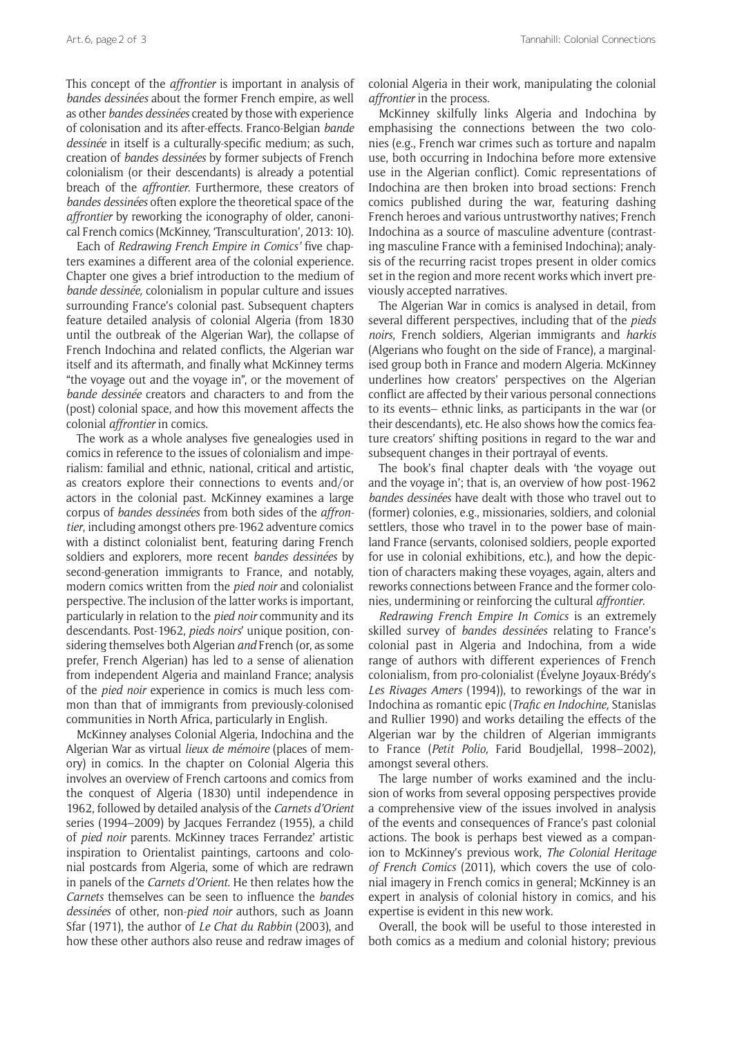This concept of the *affrontier* is important in analysis of *bandes dessinées* about the former French empire, as well as other *bandes dessinées* created by those with experience of colonisation and its after-effects. Franco-Belgian *bande dessinée* in itself is a culturally-specific medium; as such, creation of *bandes dessinées* by former subjects of French colonialism (or their descendants) is already a potential breach of the *affrontier.* Furthermore, these creators of *bandes dessinées* often explore the theoretical space of the *affrontier* by reworking the iconography of older, canonical French comics (McKinney, 'Transculturation', 2013: 10).

Each of *Redrawing French Empire in Comics'* five chapters examines a different area of the colonial experience. Chapter one gives a brief introduction to the medium of *bande dessinée,* colonialism in popular culture and issues surrounding France's colonial past. Subsequent chapters feature detailed analysis of colonial Algeria (from 1830 until the outbreak of the Algerian War), the collapse of French Indochina and related conflicts, the Algerian war itself and its aftermath, and finally what McKinney terms "the voyage out and the voyage in", or the movement of *bande dessinée* creators and characters to and from the (post) colonial space, and how this movement affects the colonial *affrontier* in comics.

The work as a whole analyses five genealogies used in comics in reference to the issues of colonialism and imperialism: familial and ethnic, national, critical and artistic, as creators explore their connections to events and/or actors in the colonial past. McKinney examines a large corpus of *bandes dessinées* from both sides of the *affrontier*, including amongst others pre-1962 adventure comics with a distinct colonialist bent, featuring daring French soldiers and explorers, more recent *bandes dessinées* by second-generation immigrants to France, and notably, modern comics written from the *pied noir* and colonialist perspective. The inclusion of the latter works is important, particularly in relation to the *pied noir* community and its descendants. Post-1962, *pieds noirs*' unique position, considering themselves both Algerian *and* French (or, as some prefer, French Algerian) has led to a sense of alienation from independent Algeria and mainland France; analysis of the *pied noir* experience in comics is much less common than that of immigrants from previously-colonised communities in North Africa, particularly in English.

McKinney analyses Colonial Algeria, Indochina and the Algerian War as virtual *lieux de mémoire* (places of memory) in comics. In the chapter on Colonial Algeria this involves an overview of French cartoons and comics from the conquest of Algeria (1830) until independence in 1962, followed by detailed analysis of the *Carnets d'Orient* series (1994–2009) by Jacques Ferrandez (1955), a child of *pied noir* parents. McKinney traces Ferrandez' artistic inspiration to Orientalist paintings, cartoons and colonial postcards from Algeria, some of which are redrawn in panels of the *Carnets d'Orient*. He then relates how the *Carnets* themselves can be seen to influence the *bandes dessinées* of other, non-*pied noir* authors, such as Joann Sfar (1971), the author of *Le Chat du Rabbin* (2003), and how these other authors also reuse and redraw images of colonial Algeria in their work, manipulating the colonial *affrontier* in the process.

McKinney skilfully links Algeria and Indochina by emphasising the connections between the two colonies (e.g., French war crimes such as torture and napalm use, both occurring in Indochina before more extensive use in the Algerian conflict). Comic representations of Indochina are then broken into broad sections: French comics published during the war, featuring dashing French heroes and various untrustworthy natives; French Indochina as a source of masculine adventure (contrasting masculine France with a feminised Indochina); analysis of the recurring racist tropes present in older comics set in the region and more recent works which invert previously accepted narratives.

The Algerian War in comics is analysed in detail, from several different perspectives, including that of the *pieds noirs*, French soldiers, Algerian immigrants and *harkis* (Algerians who fought on the side of France), a marginalised group both in France and modern Algeria. McKinney underlines how creators' perspectives on the Algerian conflict are affected by their various personal connections to its events– ethnic links, as participants in the war (or their descendants), etc. He also shows how the comics feature creators' shifting positions in regard to the war and subsequent changes in their portrayal of events.

The book's final chapter deals with 'the voyage out and the voyage in'; that is, an overview of how post-1962 *bandes dessinées* have dealt with those who travel out to (former) colonies, e.g., missionaries, soldiers, and colonial settlers, those who travel in to the power base of mainland France (servants, colonised soldiers, people exported for use in colonial exhibitions, etc.), and how the depiction of characters making these voyages, again, alters and reworks connections between France and the former colonies, undermining or reinforcing the cultural *affrontier*.

*Redrawing French Empire In Comics* is an extremely skilled survey of *bandes dessinées* relating to France's colonial past in Algeria and Indochina, from a wide range of authors with different experiences of French colonialism, from pro-colonialist (Évelyne Joyaux-Brédy's *Les Rivages Amers* (1994)), to reworkings of the war in Indochina as romantic epic (*Trafic en Indochine,* Stanislas and Rullier 1990) and works detailing the effects of the Algerian war by the children of Algerian immigrants to France (*Petit Polio,* Farid Boudjellal, 1998–2002), amongst several others.

The large number of works examined and the inclusion of works from several opposing perspectives provide a comprehensive view of the issues involved in analysis of the events and consequences of France's past colonial actions. The book is perhaps best viewed as a companion to McKinney's previous work, *The Colonial Heritage of French Comics* (2011), which covers the use of colonial imagery in French comics in general; McKinney is an expert in analysis of colonial history in comics, and his expertise is evident in this new work.

Overall, the book will be useful to those interested in both comics as a medium and colonial history; previous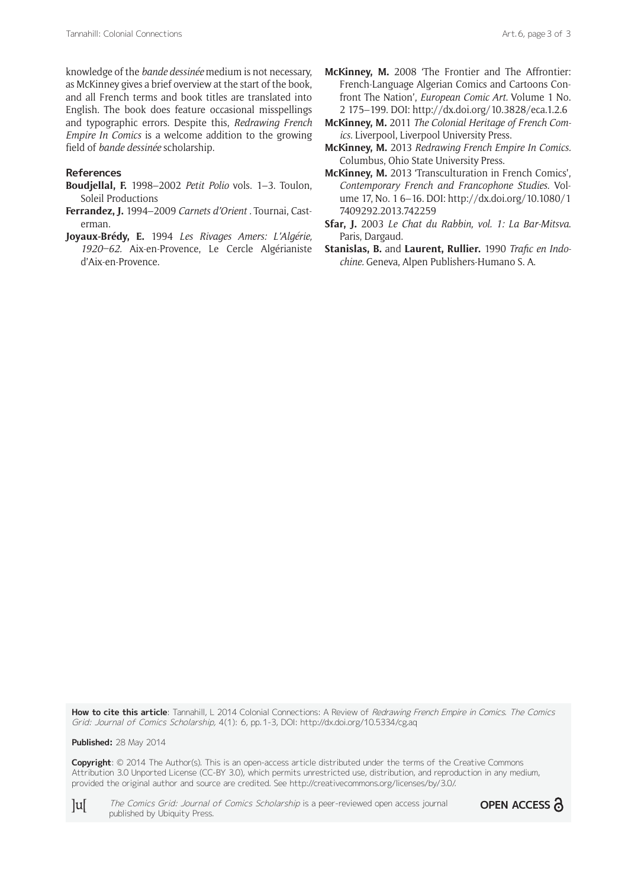knowledge of the *bande dessinée* medium is not necessary, as McKinney gives a brief overview at the start of the book, and all French terms and book titles are translated into English. The book does feature occasional misspellings and typographic errors. Despite this, *Redrawing French Empire In Comics* is a welcome addition to the growing field of *bande dessinée* scholarship.

## References

**Boudjellal, F.** 1998–2002 *Petit Polio* vols. 1–3. Toulon, Soleil Productions

**Ferrandez, J.** 1994–2009 *Carnets d'Orient* . Tournai, Casterman.

**Joyaux-Brédy, E.** 1994 *Les Rivages Amers: L'Algérie, 1920–62.* Aix-en-Provence, Le Cercle Algérianiste d'Aix-en-Provence.

**McKinney, M.** 2008 'The Frontier and The Affrontier: French-Language Algerian Comics and Cartoons Confront The Nation', *European Comic Art.* Volume 1 No. 2 175–199. DOI: http://dx.doi.org/10.3828/eca.1.2.6

**McKinney, M.** 2011 *The Colonial Heritage of French Comics.* Liverpool, Liverpool University Press.

**McKinney, M.** 2013 *Redrawing French Empire In Comics.* Columbus, Ohio State University Press.

**McKinney, M.** 2013 'Transculturation in French Comics', *Contemporary French and Francophone Studies.* Volume 17, No. 1 6–16. DOI: http://dx.doi.org/10.1080/17409292.2013.742259

**Sfar, J.** 2003 *Le Chat du Rabbin, vol. 1: La Bar-Mitsva.* Paris, Dargaud.

**Stanislas, B.** and **Laurent, Rullier.** 1990 *Trafic en Indochine.* Geneva, Alpen Publishers-Humano S. A.

**How to cite this article**: Tannahill, L 2014 Colonial Connections: A Review of *Redrawing French Empire in Comics*. *The Comics Grid: Journal of Comics Scholarship,* 4(1): 6, pp. 1-3, DOI: http://dx.doi.org/10.5334/cg.aq

**Published:** 28 May 2014

**Copyright**: © 2014 The Author(s). This is an open-access article distributed under the terms of the Creative Commons Attribution 3.0 Unported License (CC-BY 3.0), which permits unrestricted use, distribution, and reproduction in any medium, provided the original author and source are credited. See http://creativecommons.org/licenses/by/3.0/.

*The Comics Grid: Journal of Comics Scholarship* is a peer-reviewed open access journal published by Ubiquity Press.

**OPEN ACCESS**